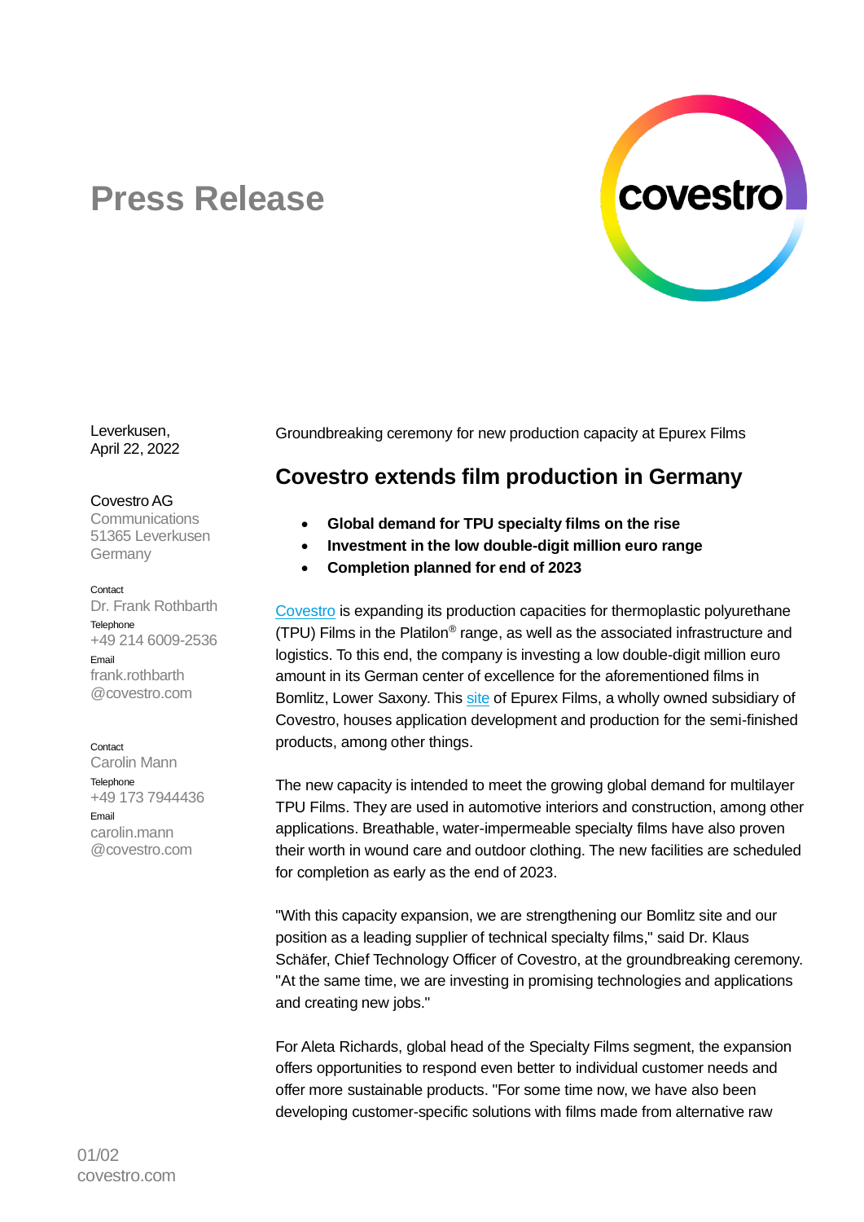# Press Release

Leverkusen,
April 22, 2022

Covestro AG
Communications
51365 Leverkusen
Germany

Contact
Dr. Frank Rothbarth
Telephone
+49 214 6009-2536
Email
frank.rothbarth
@covestro.com

Contact
Carolin Mann
Telephone
+49 173 7944436
Email
carolin.mann
@covestro.com

Groundbreaking ceremony for new production capacity at Epurex Films

## Covestro extends film production in Germany

- **Global demand for TPU specialty films on the rise**
- **Investment in the low double-digit million euro range**
- **Completion planned for end of 2023**

Covestro is expanding its production capacities for thermoplastic polyurethane (TPU) Films in the Platilon® range, as well as the associated infrastructure and logistics. To this end, the company is investing a low double-digit million euro amount in its German center of excellence for the aforementioned films in Bomlitz, Lower Saxony. This site of Epurex Films, a wholly owned subsidiary of Covestro, houses application development and production for the semi-finished products, among other things.

The new capacity is intended to meet the growing global demand for multilayer TPU Films. They are used in automotive interiors and construction, among other applications. Breathable, water-impermeable specialty films have also proven their worth in wound care and outdoor clothing. The new facilities are scheduled for completion as early as the end of 2023.

"With this capacity expansion, we are strengthening our Bomlitz site and our position as a leading supplier of technical specialty films," said Dr. Klaus Schäfer, Chief Technology Officer of Covestro, at the groundbreaking ceremony. "At the same time, we are investing in promising technologies and applications and creating new jobs."

For Aleta Richards, global head of the Specialty Films segment, the expansion offers opportunities to respond even better to individual customer needs and offer more sustainable products. "For some time now, we have also been developing customer-specific solutions with films made from alternative raw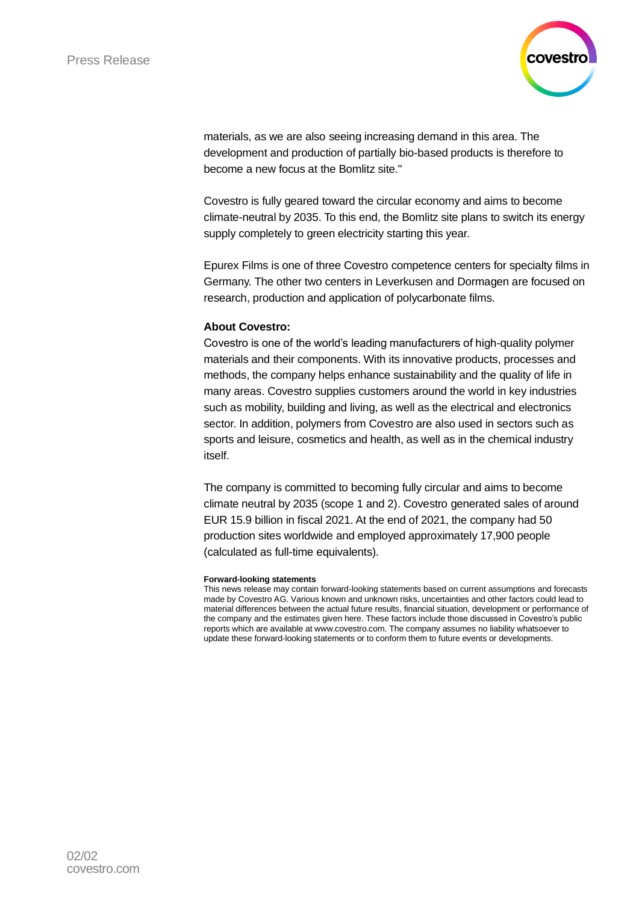materials, as we are also seeing increasing demand in this area. The development and production of partially bio-based products is therefore to become a new focus at the Bomlitz site."

Covestro is fully geared toward the circular economy and aims to become climate-neutral by 2035. To this end, the Bomlitz site plans to switch its energy supply completely to green electricity starting this year.

Epurex Films is one of three Covestro competence centers for specialty films in Germany. The other two centers in Leverkusen and Dormagen are focused on research, production and application of polycarbonate films.

**About Covestro:**

Covestro is one of the world's leading manufacturers of high-quality polymer materials and their components. With its innovative products, processes and methods, the company helps enhance sustainability and the quality of life in many areas. Covestro supplies customers around the world in key industries such as mobility, building and living, as well as the electrical and electronics sector. In addition, polymers from Covestro are also used in sectors such as sports and leisure, cosmetics and health, as well as in the chemical industry itself.

The company is committed to becoming fully circular and aims to become climate neutral by 2035 (scope 1 and 2). Covestro generated sales of around EUR 15.9 billion in fiscal 2021. At the end of 2021, the company had 50 production sites worldwide and employed approximately 17,900 people (calculated as full-time equivalents).

**Forward-looking statements**

This news release may contain forward-looking statements based on current assumptions and forecasts made by Covestro AG. Various known and unknown risks, uncertainties and other factors could lead to material differences between the actual future results, financial situation, development or performance of the company and the estimates given here. These factors include those discussed in Covestro's public reports which are available at www.covestro.com. The company assumes no liability whatsoever to update these forward-looking statements or to conform them to future events or developments.